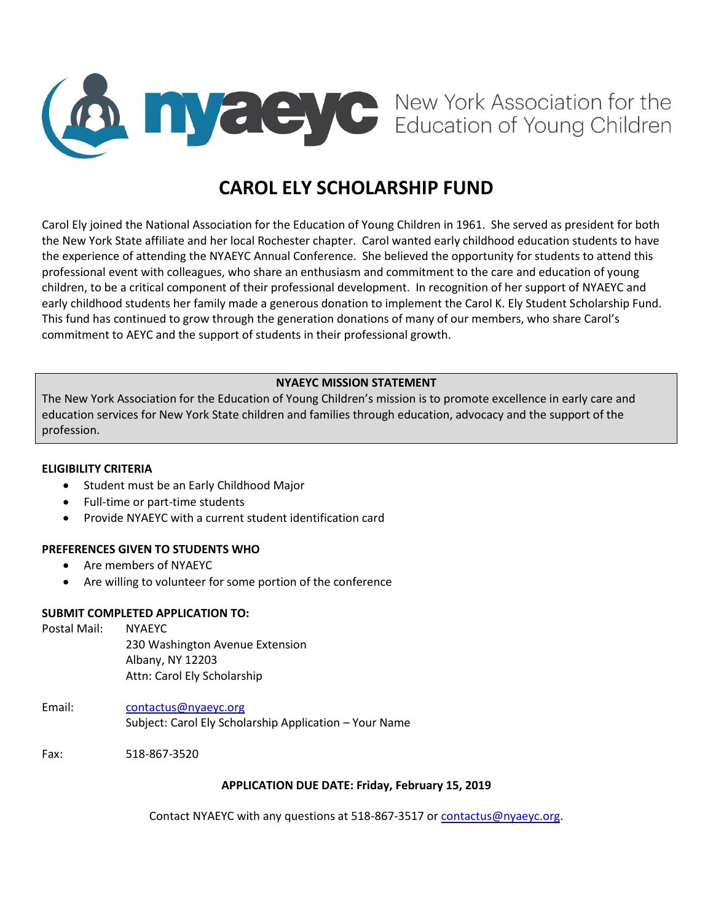nyaeyc New York Association for the Education of Young Children

# CAROL ELY SCHOLARSHIP FUND

Carol Ely joined the National Association for the Education of Young Children in 1961. She served as president for both the New York State affiliate and her local Rochester chapter. Carol wanted early childhood education students to have the experience of attending the NYAEYC Annual Conference. She believed the opportunity for students to attend this professional event with colleagues, who share an enthusiasm and commitment to the care and education of young children, to be a critical component of their professional development. In recognition of her support of NYAEYC and early childhood students her family made a generous donation to implement the Carol K. Ely Student Scholarship Fund. This fund has continued to grow through the generation donations of many of our members, who share Carol's commitment to AEYC and the support of students in their professional growth.

**NYAEYC MISSION STATEMENT**

The New York Association for the Education of Young Children's mission is to promote excellence in early care and education services for New York State children and families through education, advocacy and the support of the profession.

**ELIGIBILITY CRITERIA**

- Student must be an Early Childhood Major
- Full-time or part-time students
- Provide NYAEYC with a current student identification card

**PREFERENCES GIVEN TO STUDENTS WHO**

- Are members of NYAEYC
- Are willing to volunteer for some portion of the conference

**SUBMIT COMPLETED APPLICATION TO:**

Postal Mail: NYAEYC
230 Washington Avenue Extension
Albany, NY 12203
Attn: Carol Ely Scholarship

Email: contactus@nyaeyc.org
Subject: Carol Ely Scholarship Application – Your Name

Fax: 518-867-3520

**APPLICATION DUE DATE: Friday, February 15, 2019**

Contact NYAEYC with any questions at 518-867-3517 or contactus@nyaeyc.org.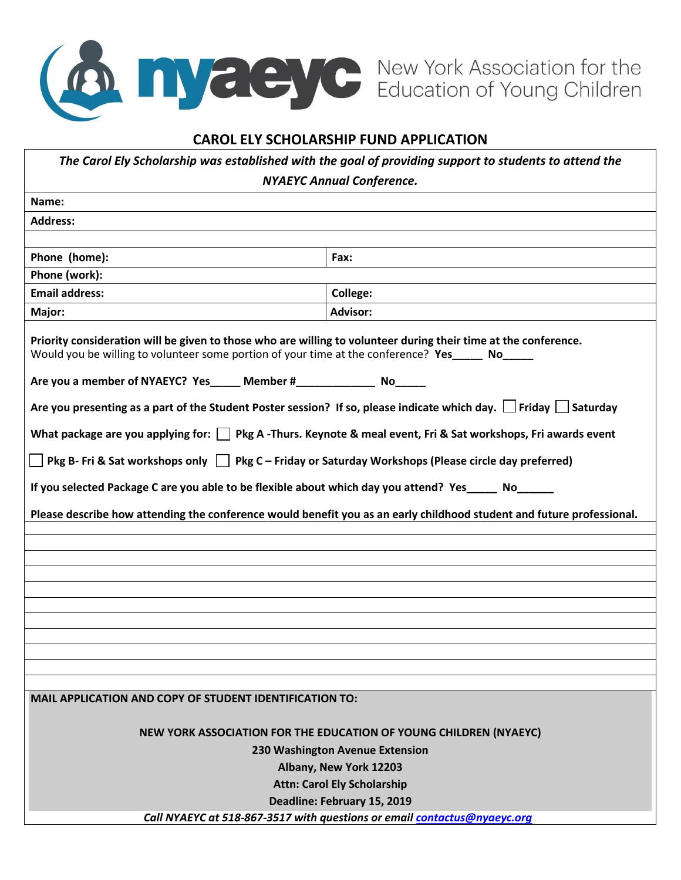nyaeyc New York Association for the Education of Young Children

## CAROL ELY SCHOLARSHIP FUND APPLICATION

*The Carol Ely Scholarship was established with the goal of providing support to students to attend the NYAEYC Annual Conference.*

| | |
|---|---|
| **Name:** | |
| **Address:** | |
| | |
| **Phone (home):** | **Fax:** |
| **Phone (work):** | |
| **Email address:** | **College:** |
| **Major:** | **Advisor:** |

**Priority consideration will be given to those who are willing to volunteer during their time at the conference.**
Would you be willing to volunteer some portion of your time at the conference? **Yes_____ No_____**

**Are you a member of NYAEYC? Yes_____ Member #_____________ No_____**

**Are you presenting as a part of the Student Poster session? If so, please indicate which day.** ☐ **Friday** ☐ **Saturday**

**What package are you applying for:** ☐ **Pkg A -Thurs. Keynote & meal event, Fri & Sat workshops, Fri awards event**

☐ **Pkg B- Fri & Sat workshops only** ☐ **Pkg C – Friday or Saturday Workshops (Please circle day preferred)**

**If you selected Package C are you able to be flexible about which day you attend? Yes_____ No______**

**Please describe how attending the conference would benefit you as an early childhood student and future professional.**

**MAIL APPLICATION AND COPY OF STUDENT IDENTIFICATION TO:**

**NEW YORK ASSOCIATION FOR THE EDUCATION OF YOUNG CHILDREN (NYAEYC)**
**230 Washington Avenue Extension**
**Albany, New York 12203**
**Attn: Carol Ely Scholarship**
**Deadline: February 15, 2019**

***Call NYAEYC at 518-867-3517 with questions or email contactus@nyaeyc.org***